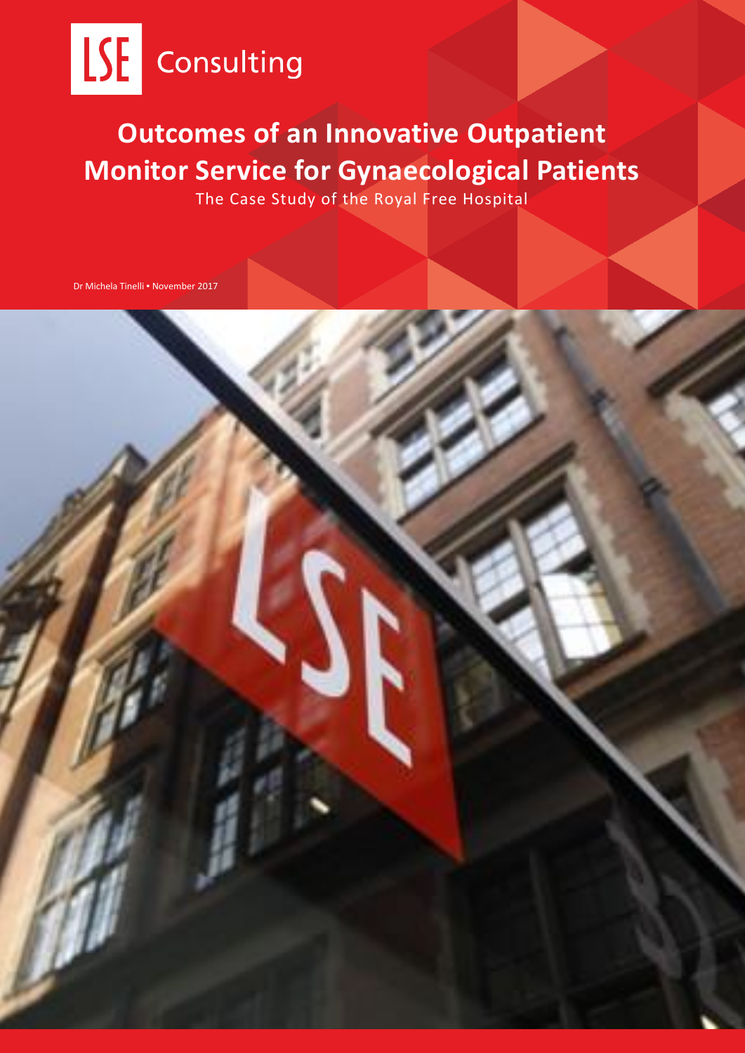LSE Consulting

# Outcomes of an Innovative Outpatient Monitor Service for Gynaecological Patients

The Case Study of the Royal Free Hospital

Dr Michela Tinelli • November 2017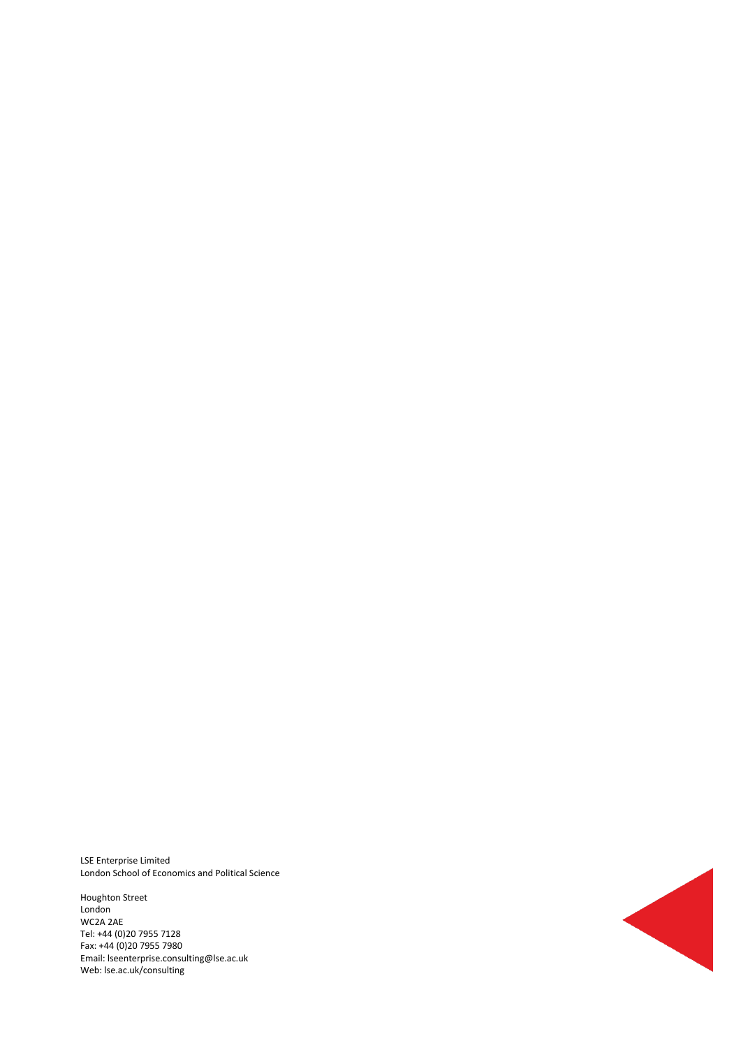LSE Enterprise Limited
London School of Economics and Political Science

Houghton Street
London
WC2A 2AE
Tel: +44 (0)20 7955 7128
Fax: +44 (0)20 7955 7980
Email: lseenterprise.consulting@lse.ac.uk
Web: lse.ac.uk/consulting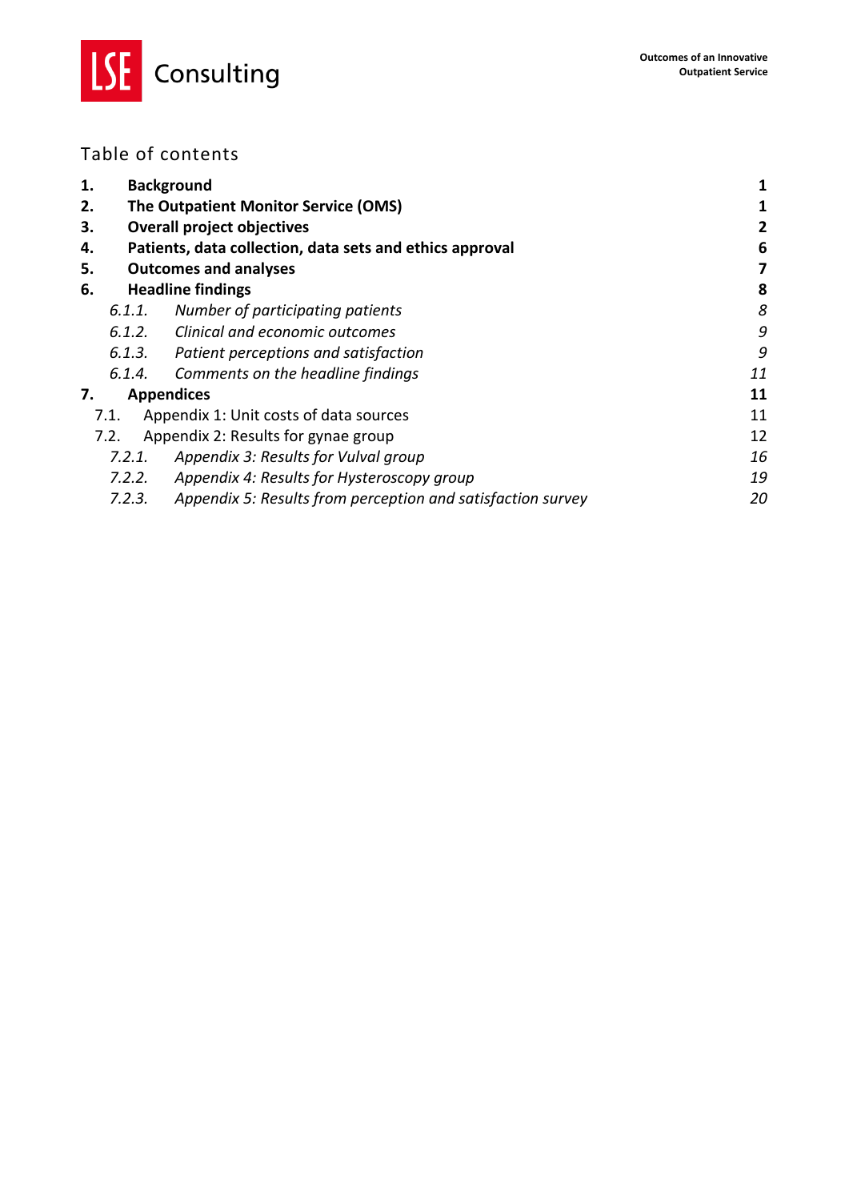## Table of contents

| | | |
|---|---|---|
| **1.** | **Background** | **1** |
| **2.** | **The Outpatient Monitor Service (OMS)** | **1** |
| **3.** | **Overall project objectives** | **2** |
| **4.** | **Patients, data collection, data sets and ethics approval** | **6** |
| **5.** | **Outcomes and analyses** | **7** |
| **6.** | **Headline findings** | **8** |
| *6.1.1.* | *Number of participating patients* | *8* |
| *6.1.2.* | *Clinical and economic outcomes* | *9* |
| *6.1.3.* | *Patient perceptions and satisfaction* | *9* |
| *6.1.4.* | *Comments on the headline findings* | *11* |
| **7.** | **Appendices** | **11** |
| 7.1. | Appendix 1: Unit costs of data sources | 11 |
| 7.2. | Appendix 2: Results for gynae group | 12 |
| *7.2.1.* | *Appendix 3: Results for Vulval group* | *16* |
| *7.2.2.* | *Appendix 4: Results for Hysteroscopy group* | *19* |
| *7.2.3.* | *Appendix 5: Results from perception and satisfaction survey* | *20* |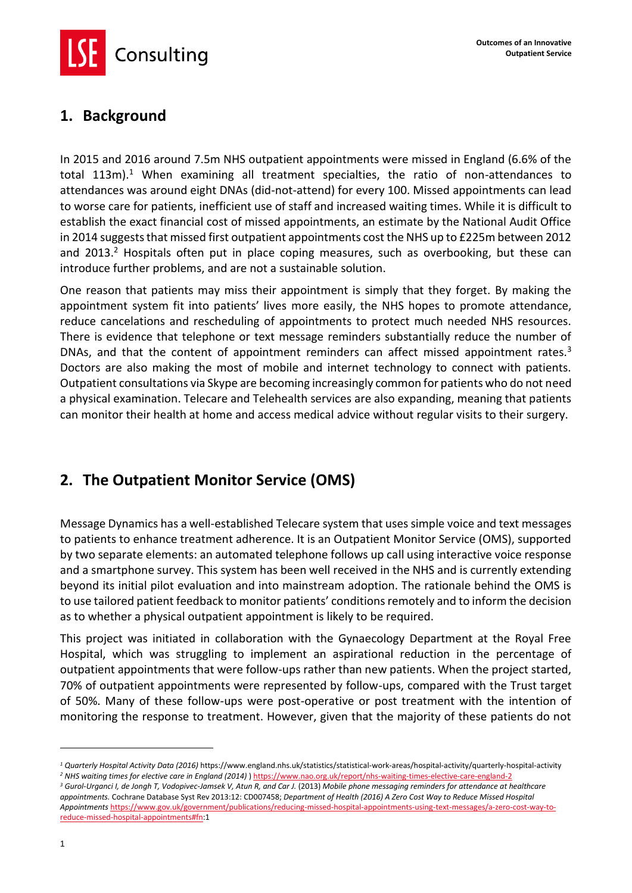## 1. Background

In 2015 and 2016 around 7.5m NHS outpatient appointments were missed in England (6.6% of the total 113m).[1] When examining all treatment specialties, the ratio of non-attendances to attendances was around eight DNAs (did-not-attend) for every 100. Missed appointments can lead to worse care for patients, inefficient use of staff and increased waiting times. While it is difficult to establish the exact financial cost of missed appointments, an estimate by the National Audit Office in 2014 suggests that missed first outpatient appointments cost the NHS up to £225m between 2012 and 2013.[2] Hospitals often put in place coping measures, such as overbooking, but these can introduce further problems, and are not a sustainable solution.

One reason that patients may miss their appointment is simply that they forget. By making the appointment system fit into patients' lives more easily, the NHS hopes to promote attendance, reduce cancelations and rescheduling of appointments to protect much needed NHS resources. There is evidence that telephone or text message reminders substantially reduce the number of DNAs, and that the content of appointment reminders can affect missed appointment rates.[3] Doctors are also making the most of mobile and internet technology to connect with patients. Outpatient consultations via Skype are becoming increasingly common for patients who do not need a physical examination. Telecare and Telehealth services are also expanding, meaning that patients can monitor their health at home and access medical advice without regular visits to their surgery.

## 2. The Outpatient Monitor Service (OMS)

Message Dynamics has a well-established Telecare system that uses simple voice and text messages to patients to enhance treatment adherence. It is an Outpatient Monitor Service (OMS), supported by two separate elements: an automated telephone follows up call using interactive voice response and a smartphone survey. This system has been well received in the NHS and is currently extending beyond its initial pilot evaluation and into mainstream adoption. The rationale behind the OMS is to use tailored patient feedback to monitor patients' conditions remotely and to inform the decision as to whether a physical outpatient appointment is likely to be required.

This project was initiated in collaboration with the Gynaecology Department at the Royal Free Hospital, which was struggling to implement an aspirational reduction in the percentage of outpatient appointments that were follow-ups rather than new patients. When the project started, 70% of outpatient appointments were represented by follow-ups, compared with the Trust target of 50%. Many of these follow-ups were post-operative or post treatment with the intention of monitoring the response to treatment. However, given that the majority of these patients do not

---

[1] *Quarterly Hospital Activity Data (2016)* https://www.england.nhs.uk/statistics/statistical-work-areas/hospital-activity/quarterly-hospital-activity

[2] *NHS waiting times for elective care in England (2014)* ) https://www.nao.org.uk/report/nhs-waiting-times-elective-care-england-2

[3] *Gurol-Urganci I, de Jongh T, Vodopivec-Jamsek V, Atun R, and Car J.* (2013) *Mobile phone messaging reminders for attendance at healthcare appointments.* Cochrane Database Syst Rev 2013:12: CD007458; *Department of Health (2016) A Zero Cost Way to Reduce Missed Hospital Appointments* https://www.gov.uk/government/publications/reducing-missed-hospital-appointments-using-text-messages/a-zero-cost-way-to-reduce-missed-hospital-appointments#fn:1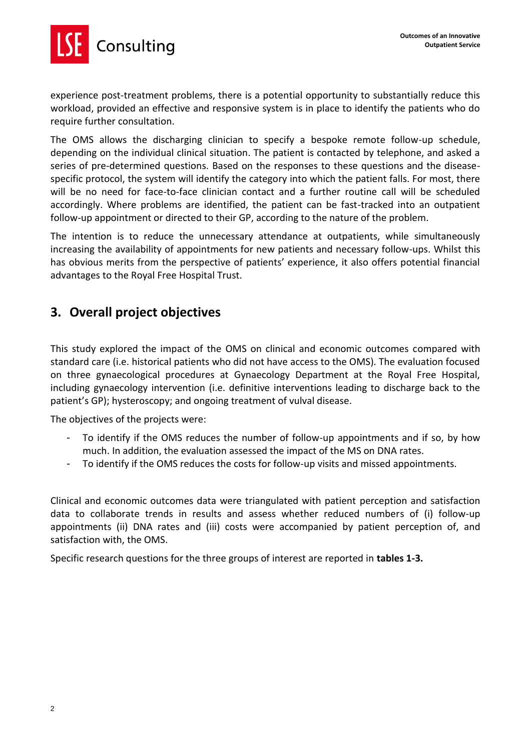experience post-treatment problems, there is a potential opportunity to substantially reduce this workload, provided an effective and responsive system is in place to identify the patients who do require further consultation.

The OMS allows the discharging clinician to specify a bespoke remote follow-up schedule, depending on the individual clinical situation. The patient is contacted by telephone, and asked a series of pre-determined questions. Based on the responses to these questions and the disease-specific protocol, the system will identify the category into which the patient falls. For most, there will be no need for face-to-face clinician contact and a further routine call will be scheduled accordingly. Where problems are identified, the patient can be fast-tracked into an outpatient follow-up appointment or directed to their GP, according to the nature of the problem.

The intention is to reduce the unnecessary attendance at outpatients, while simultaneously increasing the availability of appointments for new patients and necessary follow-ups. Whilst this has obvious merits from the perspective of patients' experience, it also offers potential financial advantages to the Royal Free Hospital Trust.

## 3. Overall project objectives

This study explored the impact of the OMS on clinical and economic outcomes compared with standard care (i.e. historical patients who did not have access to the OMS). The evaluation focused on three gynaecological procedures at Gynaecology Department at the Royal Free Hospital, including gynaecology intervention (i.e. definitive interventions leading to discharge back to the patient's GP); hysteroscopy; and ongoing treatment of vulval disease.

The objectives of the projects were:

- To identify if the OMS reduces the number of follow-up appointments and if so, by how much. In addition, the evaluation assessed the impact of the MS on DNA rates.
- To identify if the OMS reduces the costs for follow-up visits and missed appointments.

Clinical and economic outcomes data were triangulated with patient perception and satisfaction data to collaborate trends in results and assess whether reduced numbers of (i) follow-up appointments (ii) DNA rates and (iii) costs were accompanied by patient perception of, and satisfaction with, the OMS.

Specific research questions for the three groups of interest are reported in **tables 1-3.**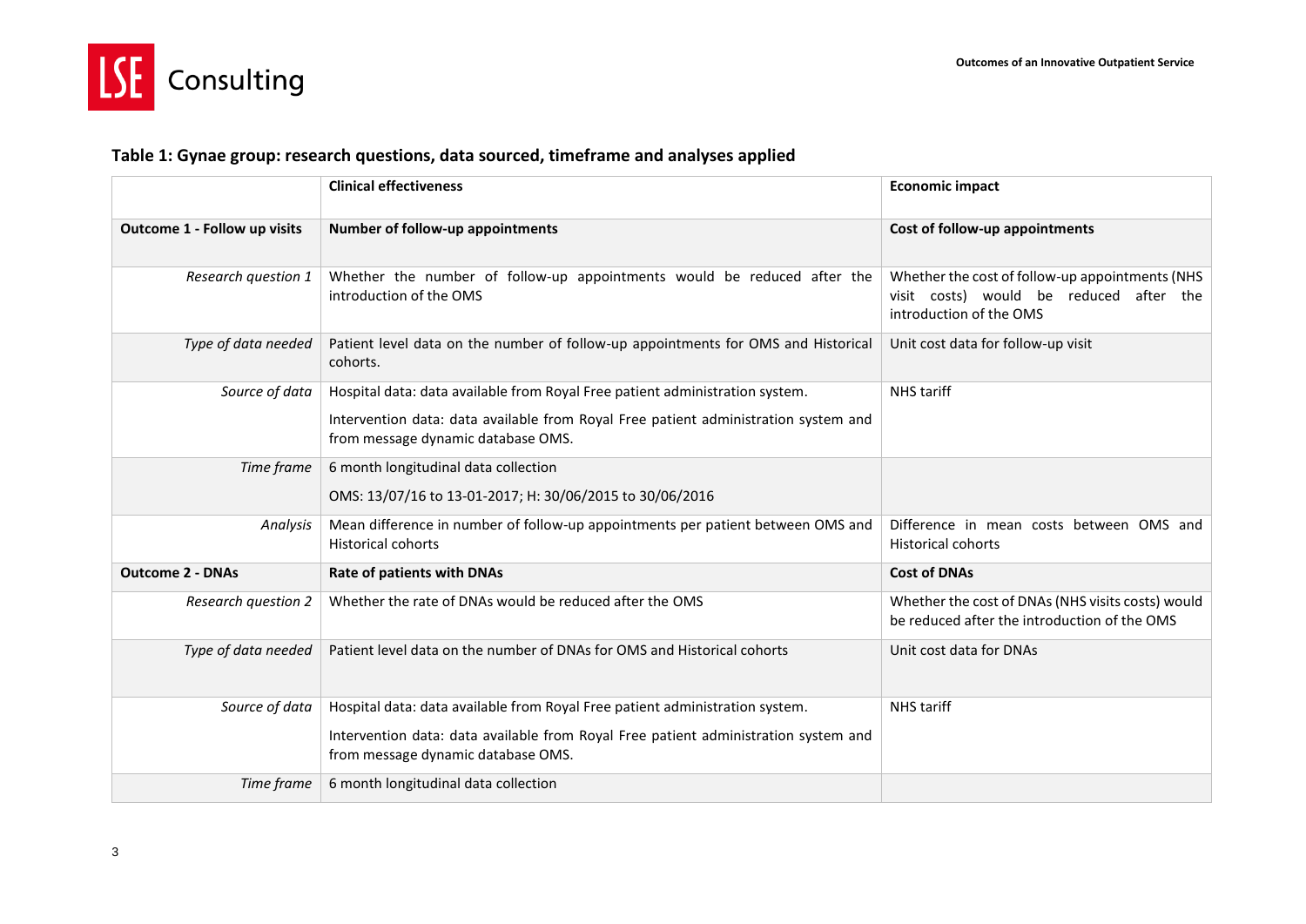### Table 1: Gynae group: research questions, data sourced, timeframe and analyses applied

| | **Clinical effectiveness** | **Economic impact** |
|---|---|---|
| **Outcome 1 - Follow up visits** | **Number of follow-up appointments** | **Cost of follow-up appointments** |
| *Research question 1* | Whether the number of follow-up appointments would be reduced after the introduction of the OMS | Whether the cost of follow-up appointments (NHS visit costs) would be reduced after the introduction of the OMS |
| *Type of data needed* | Patient level data on the number of follow-up appointments for OMS and Historical cohorts. | Unit cost data for follow-up visit |
| *Source of data* | Hospital data: data available from Royal Free patient administration system.<br><br>Intervention data: data available from Royal Free patient administration system and from message dynamic database OMS. | NHS tariff |
| *Time frame* | 6 month longitudinal data collection<br><br>OMS: 13/07/16 to 13-01-2017; H: 30/06/2015 to 30/06/2016 | |
| *Analysis* | Mean difference in number of follow-up appointments per patient between OMS and Historical cohorts | Difference in mean costs between OMS and Historical cohorts |
| **Outcome 2 - DNAs** | **Rate of patients with DNAs** | **Cost of DNAs** |
| *Research question 2* | Whether the rate of DNAs would be reduced after the OMS | Whether the cost of DNAs (NHS visits costs) would be reduced after the introduction of the OMS |
| *Type of data needed* | Patient level data on the number of DNAs for OMS and Historical cohorts | Unit cost data for DNAs |
| *Source of data* | Hospital data: data available from Royal Free patient administration system.<br><br>Intervention data: data available from Royal Free patient administration system and from message dynamic database OMS. | NHS tariff |
| *Time frame* | 6 month longitudinal data collection | |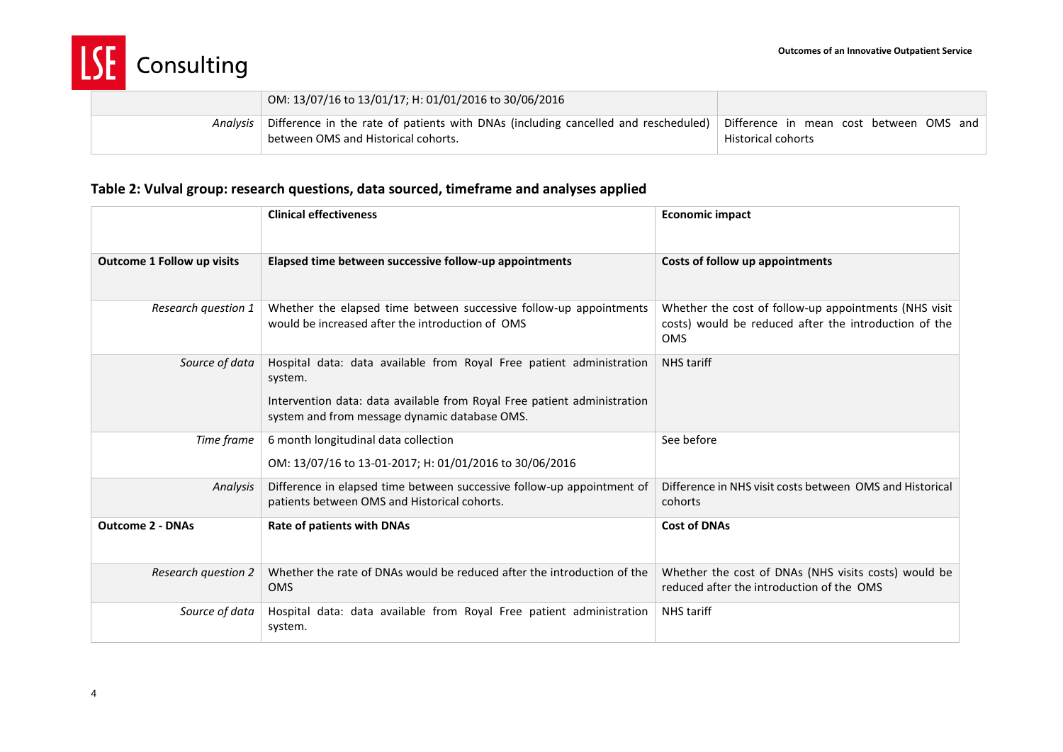| | | |
|---|---|---|
| | OM: 13/07/16 to 13/01/17; H: 01/01/2016 to 30/06/2016 | |
| *Analysis* | Difference in the rate of patients with DNAs (including cancelled and rescheduled) between OMS and Historical cohorts. | Difference in mean cost between OMS and Historical cohorts |

**Table 2: Vulval group: research questions, data sourced, timeframe and analyses applied**

| | Clinical effectiveness | Economic impact |
|---|---|---|
| **Outcome 1 Follow up visits** | **Elapsed time between successive follow-up appointments** | **Costs of follow up appointments** |
| *Research question 1* | Whether the elapsed time between successive follow-up appointments would be increased after the introduction of OMS | Whether the cost of follow-up appointments (NHS visit costs) would be reduced after the introduction of the OMS |
| *Source of data* | Hospital data: data available from Royal Free patient administration system.<br><br>Intervention data: data available from Royal Free patient administration system and from message dynamic database OMS. | NHS tariff |
| *Time frame* | 6 month longitudinal data collection<br><br>OM: 13/07/16 to 13-01-2017; H: 01/01/2016 to 30/06/2016 | See before |
| *Analysis* | Difference in elapsed time between successive follow-up appointment of patients between OMS and Historical cohorts. | Difference in NHS visit costs between OMS and Historical cohorts |
| **Outcome 2 - DNAs** | **Rate of patients with DNAs** | **Cost of DNAs** |
| *Research question 2* | Whether the rate of DNAs would be reduced after the introduction of the OMS | Whether the cost of DNAs (NHS visits costs) would be reduced after the introduction of the OMS |
| *Source of data* | Hospital data: data available from Royal Free patient administration system. | NHS tariff |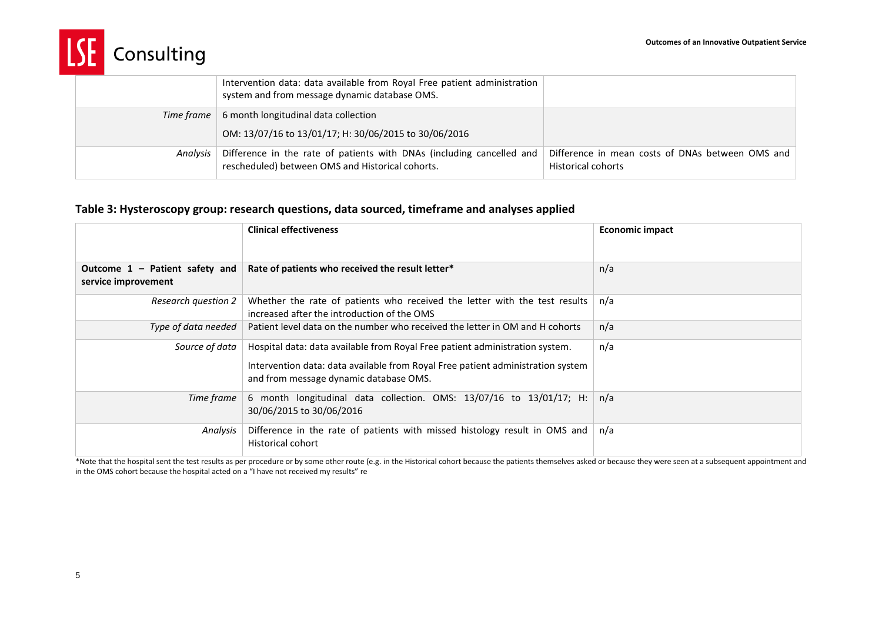| | | |
|---|---|---|
| | Intervention data: data available from Royal Free patient administration system and from message dynamic database OMS. | |
| *Time frame* | 6 month longitudinal data collection<br><br>OM: 13/07/16 to 13/01/17; H: 30/06/2015 to 30/06/2016 | |
| *Analysis* | Difference in the rate of patients with DNAs (including cancelled and rescheduled) between OMS and Historical cohorts. | Difference in mean costs of DNAs between OMS and Historical cohorts |

### Table 3: Hysteroscopy group: research questions, data sourced, timeframe and analyses applied

| | **Clinical effectiveness** | **Economic impact** |
|---|---|---|
| **Outcome 1 – Patient safety and service improvement** | **Rate of patients who received the result letter*** | n/a |
| *Research question 2* | Whether the rate of patients who received the letter with the test results increased after the introduction of the OMS | n/a |
| *Type of data needed* | Patient level data on the number who received the letter in OM and H cohorts | n/a |
| *Source of data* | Hospital data: data available from Royal Free patient administration system.<br><br>Intervention data: data available from Royal Free patient administration system and from message dynamic database OMS. | n/a |
| *Time frame* | 6 month longitudinal data collection. OMS: 13/07/16 to 13/01/17; H: 30/06/2015 to 30/06/2016 | n/a |
| *Analysis* | Difference in the rate of patients with missed histology result in OMS and Historical cohort | n/a |

*Note that the hospital sent the test results as per procedure or by some other route (e.g. in the Historical cohort because the patients themselves asked or because they were seen at a subsequent appointment and in the OMS cohort because the hospital acted on a "I have not received my results" re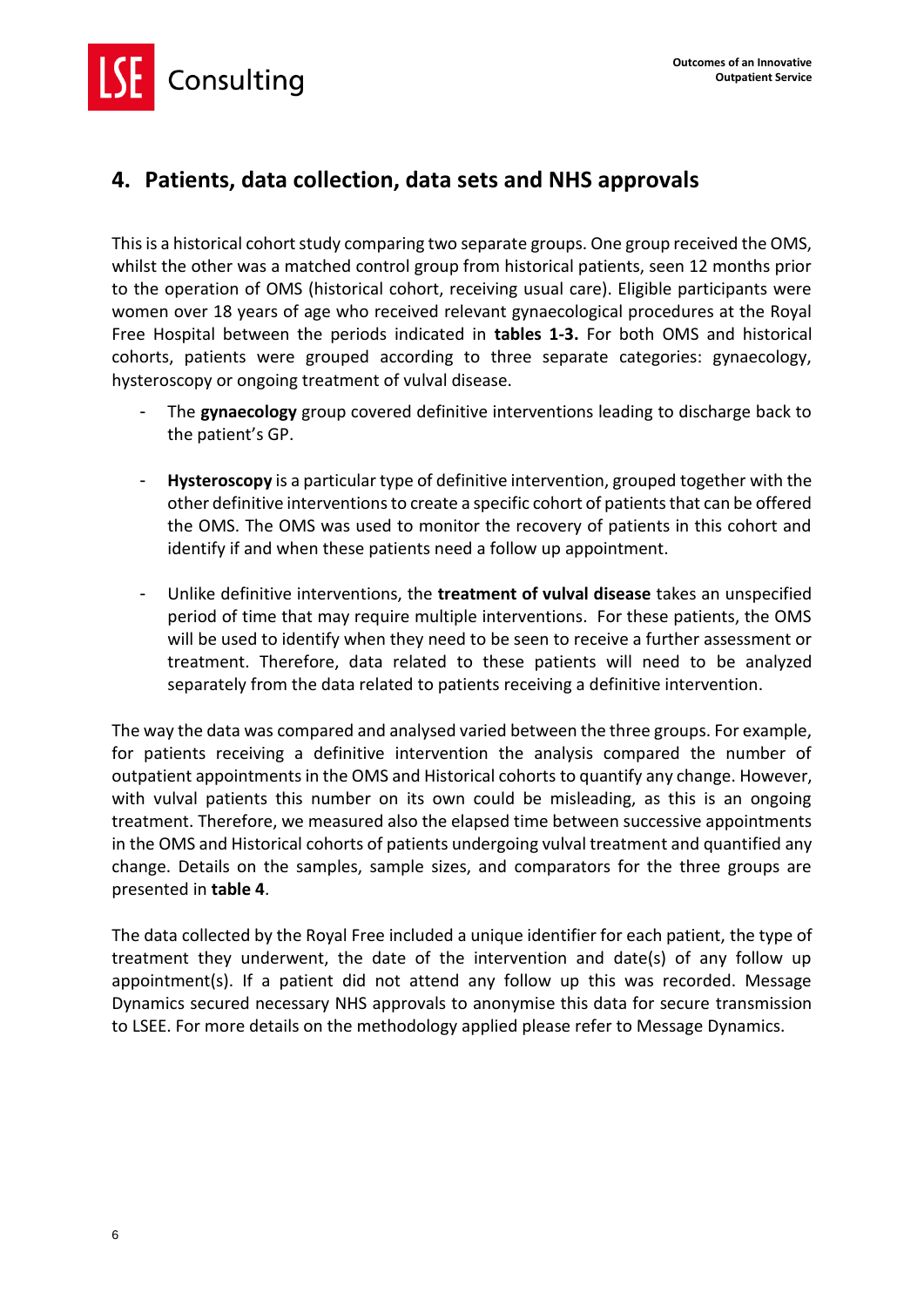## 4. Patients, data collection, data sets and NHS approvals

This is a historical cohort study comparing two separate groups. One group received the OMS, whilst the other was a matched control group from historical patients, seen 12 months prior to the operation of OMS (historical cohort, receiving usual care). Eligible participants were women over 18 years of age who received relevant gynaecological procedures at the Royal Free Hospital between the periods indicated in **tables 1-3.** For both OMS and historical cohorts, patients were grouped according to three separate categories: gynaecology, hysteroscopy or ongoing treatment of vulval disease.

- The **gynaecology** group covered definitive interventions leading to discharge back to the patient's GP.

- **Hysteroscopy** is a particular type of definitive intervention, grouped together with the other definitive interventions to create a specific cohort of patients that can be offered the OMS. The OMS was used to monitor the recovery of patients in this cohort and identify if and when these patients need a follow up appointment.

- Unlike definitive interventions, the **treatment of vulval disease** takes an unspecified period of time that may require multiple interventions. For these patients, the OMS will be used to identify when they need to be seen to receive a further assessment or treatment. Therefore, data related to these patients will need to be analyzed separately from the data related to patients receiving a definitive intervention.

The way the data was compared and analysed varied between the three groups. For example, for patients receiving a definitive intervention the analysis compared the number of outpatient appointments in the OMS and Historical cohorts to quantify any change. However, with vulval patients this number on its own could be misleading, as this is an ongoing treatment. Therefore, we measured also the elapsed time between successive appointments in the OMS and Historical cohorts of patients undergoing vulval treatment and quantified any change. Details on the samples, sample sizes, and comparators for the three groups are presented in **table 4**.

The data collected by the Royal Free included a unique identifier for each patient, the type of treatment they underwent, the date of the intervention and date(s) of any follow up appointment(s). If a patient did not attend any follow up this was recorded. Message Dynamics secured necessary NHS approvals to anonymise this data for secure transmission to LSEE. For more details on the methodology applied please refer to Message Dynamics.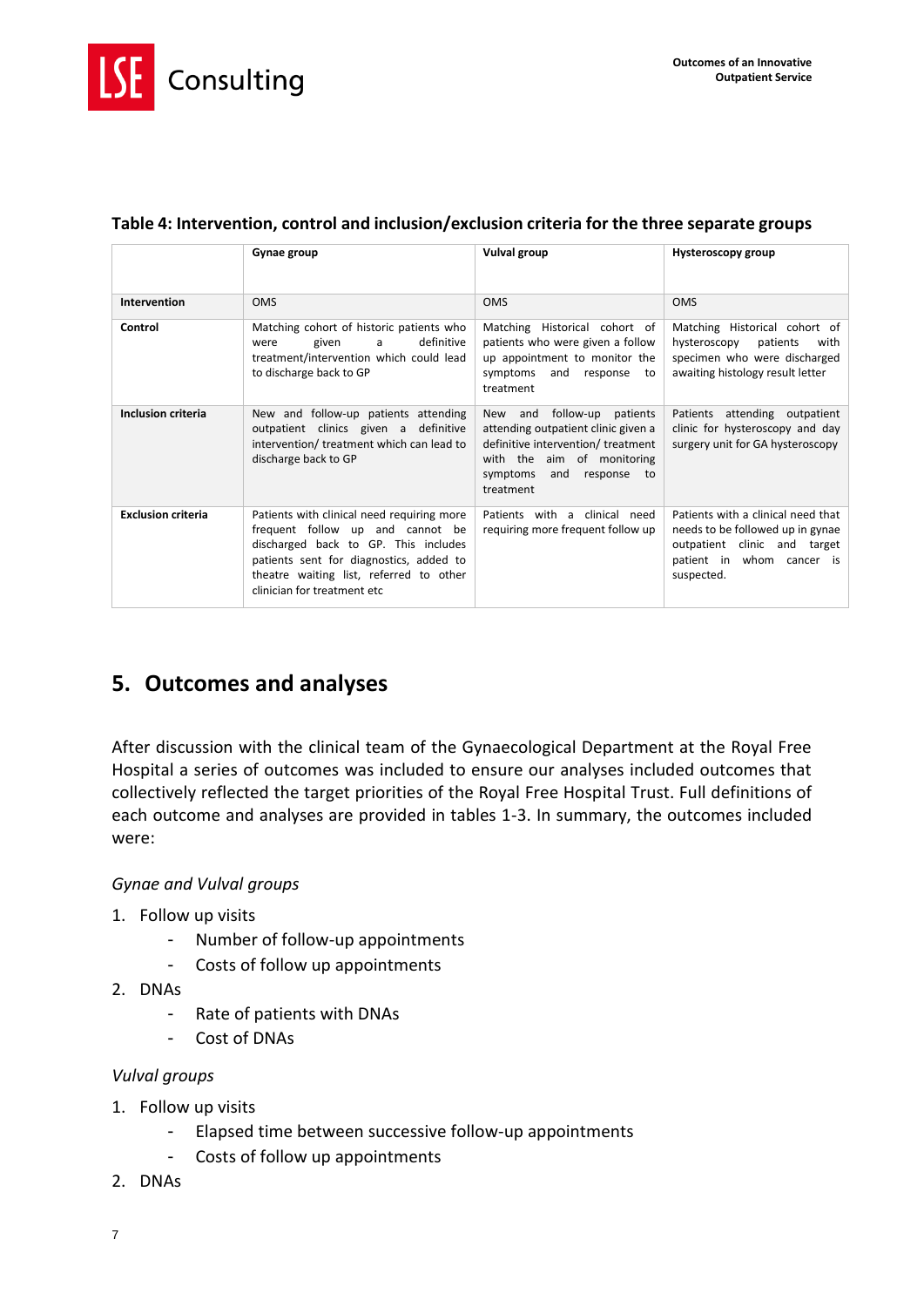**Table 4: Intervention, control and inclusion/exclusion criteria for the three separate groups**

| | Gynae group | Vulval group | Hysteroscopy group |
|---|---|---|---|
| **Intervention** | OMS | OMS | OMS |
| **Control** | Matching cohort of historic patients who were given a definitive treatment/intervention which could lead to discharge back to GP | Matching Historical cohort of patients who were given a follow up appointment to monitor the symptoms and response to treatment | Matching Historical cohort of hysteroscopy patients with specimen who were discharged awaiting histology result letter |
| **Inclusion criteria** | New and follow-up patients attending outpatient clinics given a definitive intervention/ treatment which can lead to discharge back to GP | New and follow-up patients attending outpatient clinic given a definitive intervention/ treatment with the aim of monitoring symptoms and response to treatment | Patients attending outpatient clinic for hysteroscopy and day surgery unit for GA hysteroscopy |
| **Exclusion criteria** | Patients with clinical need requiring more frequent follow up and cannot be discharged back to GP. This includes patients sent for diagnostics, added to theatre waiting list, referred to other clinician for treatment etc | Patients with a clinical need requiring more frequent follow up | Patients with a clinical need that needs to be followed up in gynae outpatient clinic and target patient in whom cancer is suspected. |

## 5. Outcomes and analyses

After discussion with the clinical team of the Gynaecological Department at the Royal Free Hospital a series of outcomes was included to ensure our analyses included outcomes that collectively reflected the target priorities of the Royal Free Hospital Trust. Full definitions of each outcome and analyses are provided in tables 1-3. In summary, the outcomes included were:

*Gynae and Vulval groups*

1. Follow up visits
    - Number of follow-up appointments
    - Costs of follow up appointments
2. DNAs
    - Rate of patients with DNAs
    - Cost of DNAs

*Vulval groups*

1. Follow up visits
    - Elapsed time between successive follow-up appointments
    - Costs of follow up appointments
2. DNAs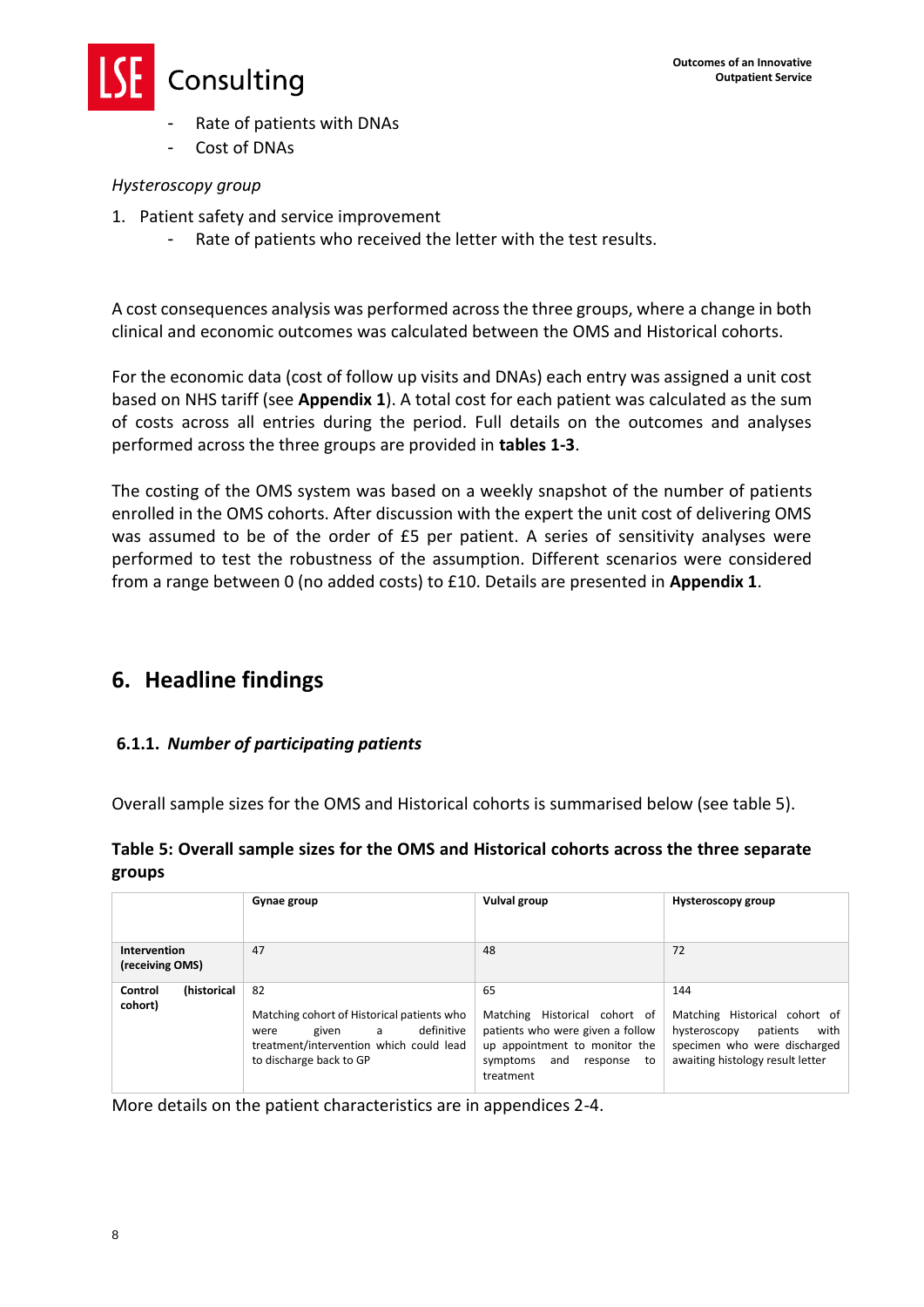- Rate of patients with DNAs
- Cost of DNAs

*Hysteroscopy group*

1. Patient safety and service improvement
    - Rate of patients who received the letter with the test results.

A cost consequences analysis was performed across the three groups, where a change in both clinical and economic outcomes was calculated between the OMS and Historical cohorts.

For the economic data (cost of follow up visits and DNAs) each entry was assigned a unit cost based on NHS tariff (see **Appendix 1**). A total cost for each patient was calculated as the sum of costs across all entries during the period. Full details on the outcomes and analyses performed across the three groups are provided in **tables 1-3**.

The costing of the OMS system was based on a weekly snapshot of the number of patients enrolled in the OMS cohorts. After discussion with the expert the unit cost of delivering OMS was assumed to be of the order of £5 per patient. A series of sensitivity analyses were performed to test the robustness of the assumption. Different scenarios were considered from a range between 0 (no added costs) to £10. Details are presented in **Appendix 1**.

## 6. Headline findings

### 6.1.1. *Number of participating patients*

Overall sample sizes for the OMS and Historical cohorts is summarised below (see table 5).

**Table 5: Overall sample sizes for the OMS and Historical cohorts across the three separate groups**

| | **Gynae group** | **Vulval group** | **Hysteroscopy group** |
|---|---|---|---|
| **Intervention (receiving OMS)** | 47 | 48 | 72 |
| **Control (historical cohort)** | 82<br><br>Matching cohort of Historical patients who were given a definitive treatment/intervention which could lead to discharge back to GP | 65<br><br>Matching Historical cohort of patients who were given a follow up appointment to monitor the symptoms and response to treatment | 144<br><br>Matching Historical cohort of hysteroscopy patients with specimen who were discharged awaiting histology result letter |

More details on the patient characteristics are in appendices 2-4.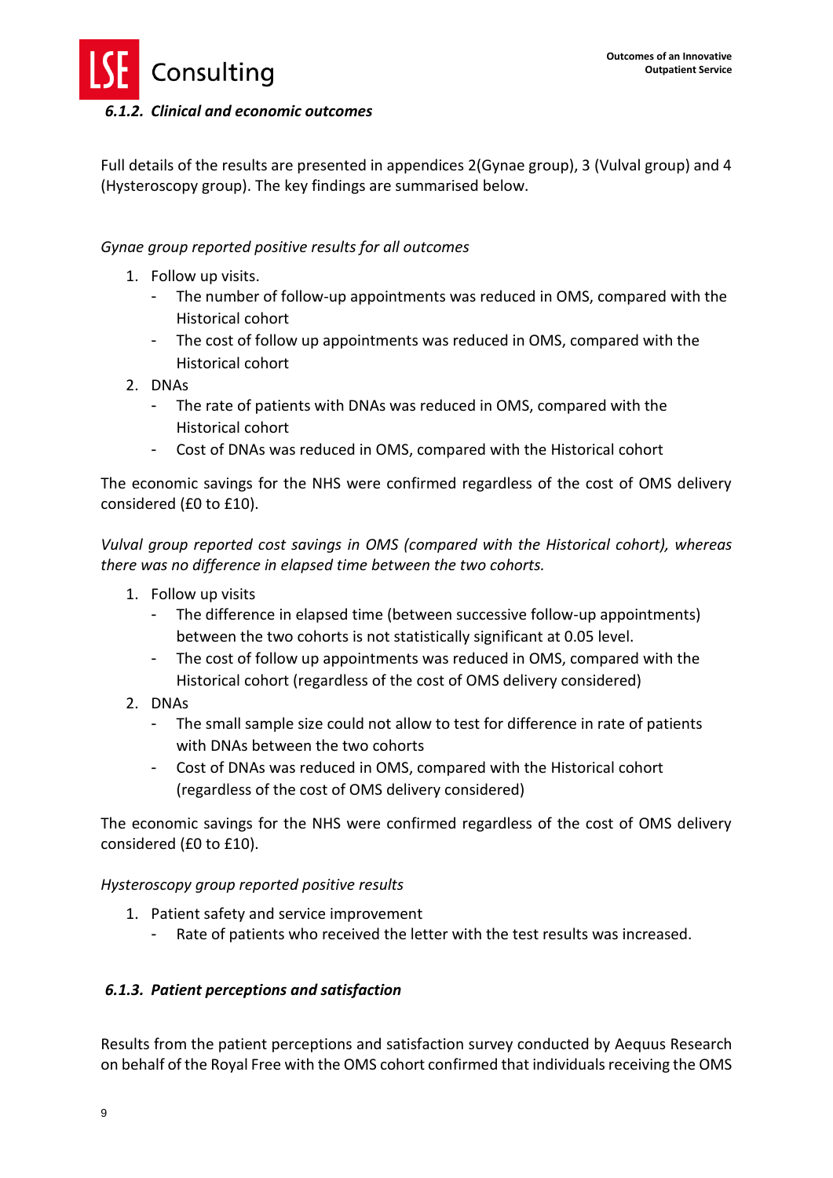### *6.1.2. Clinical and economic outcomes*

Full details of the results are presented in appendices 2(Gynae group), 3 (Vulval group) and 4 (Hysteroscopy group). The key findings are summarised below.

*Gynae group reported positive results for all outcomes*

1. Follow up visits.
   - The number of follow-up appointments was reduced in OMS, compared with the Historical cohort
   - The cost of follow up appointments was reduced in OMS, compared with the Historical cohort
2. DNAs
   - The rate of patients with DNAs was reduced in OMS, compared with the Historical cohort
   - Cost of DNAs was reduced in OMS, compared with the Historical cohort

The economic savings for the NHS were confirmed regardless of the cost of OMS delivery considered (£0 to £10).

*Vulval group reported cost savings in OMS (compared with the Historical cohort), whereas there was no difference in elapsed time between the two cohorts.*

1. Follow up visits
   - The difference in elapsed time (between successive follow-up appointments) between the two cohorts is not statistically significant at 0.05 level.
   - The cost of follow up appointments was reduced in OMS, compared with the Historical cohort (regardless of the cost of OMS delivery considered)
2. DNAs
   - The small sample size could not allow to test for difference in rate of patients with DNAs between the two cohorts
   - Cost of DNAs was reduced in OMS, compared with the Historical cohort (regardless of the cost of OMS delivery considered)

The economic savings for the NHS were confirmed regardless of the cost of OMS delivery considered (£0 to £10).

*Hysteroscopy group reported positive results*

1. Patient safety and service improvement
   - Rate of patients who received the letter with the test results was increased.

### *6.1.3. Patient perceptions and satisfaction*

Results from the patient perceptions and satisfaction survey conducted by Aequus Research on behalf of the Royal Free with the OMS cohort confirmed that individuals receiving the OMS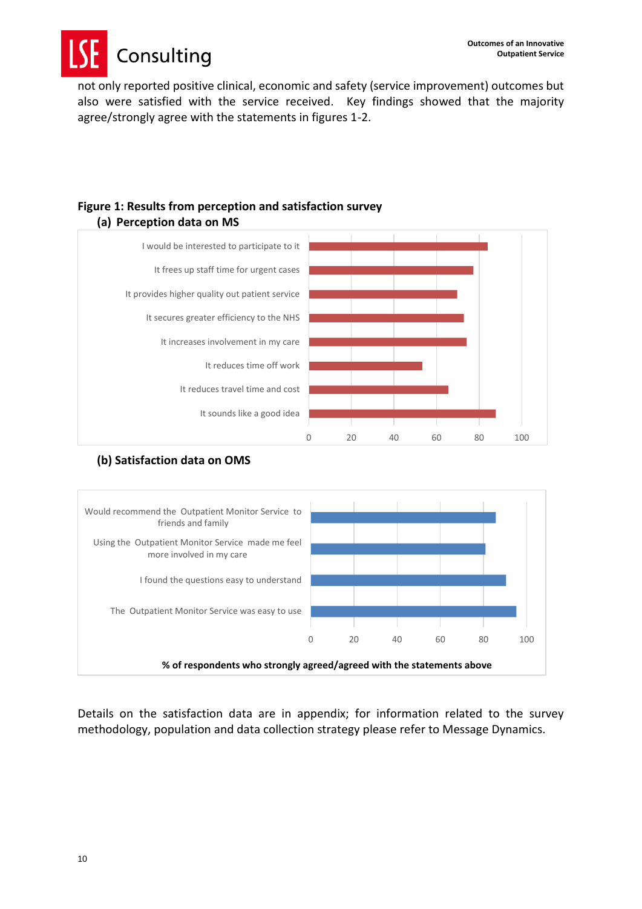not only reported positive clinical, economic and safety (service improvement) outcomes but also were satisfied with the service received. Key findings showed that the majority agree/strongly agree with the statements in figures 1-2.

**Figure 1: Results from perception and satisfaction survey**

**(a) Perception data on MS**

I would be interested to participate to it

It frees up staff time for urgent cases

It provides higher quality out patient service

It secures greater efficiency to the NHS

It increases involvement in my care

It reduces time off work

It reduces travel time and cost

It sounds like a good idea

0 20 40 60 80 100

**(b) Satisfaction data on OMS**

Would recommend the Outpatient Monitor Service to friends and family

Using the Outpatient Monitor Service made me feel more involved in my care

I found the questions easy to understand

The Outpatient Monitor Service was easy to use

0 20 40 60 80 100

**% of respondents who strongly agreed/agreed with the statements above**

Details on the satisfaction data are in appendix; for information related to the survey methodology, population and data collection strategy please refer to Message Dynamics.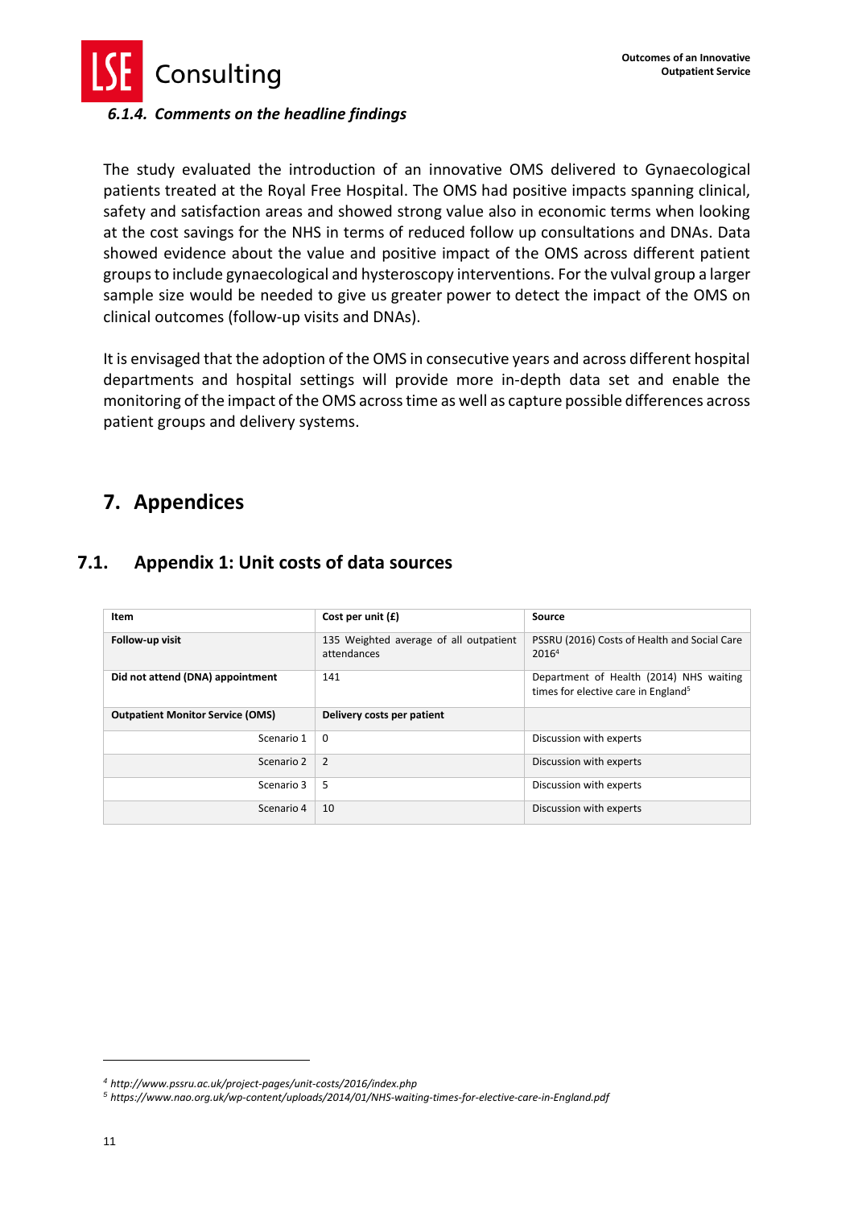#### *6.1.4. Comments on the headline findings*

The study evaluated the introduction of an innovative OMS delivered to Gynaecological patients treated at the Royal Free Hospital. The OMS had positive impacts spanning clinical, safety and satisfaction areas and showed strong value also in economic terms when looking at the cost savings for the NHS in terms of reduced follow up consultations and DNAs. Data showed evidence about the value and positive impact of the OMS across different patient groups to include gynaecological and hysteroscopy interventions. For the vulval group a larger sample size would be needed to give us greater power to detect the impact of the OMS on clinical outcomes (follow-up visits and DNAs).

It is envisaged that the adoption of the OMS in consecutive years and across different hospital departments and hospital settings will provide more in-depth data set and enable the monitoring of the impact of the OMS across time as well as capture possible differences across patient groups and delivery systems.

# 7. Appendices

## 7.1. Appendix 1: Unit costs of data sources

| Item | Cost per unit (£) | Source |
|---|---|---|
| **Follow-up visit** | 135 Weighted average of all outpatient attendances | PSSRU (2016) Costs of Health and Social Care 2016[4] |
| **Did not attend (DNA) appointment** | 141 | Department of Health (2014) NHS waiting times for elective care in England[5] |
| **Outpatient Monitor Service (OMS)** | **Delivery costs per patient** | |
| Scenario 1 | 0 | Discussion with experts |
| Scenario 2 | 2 | Discussion with experts |
| Scenario 3 | 5 | Discussion with experts |
| Scenario 4 | 10 | Discussion with experts |

[4] *http://www.pssru.ac.uk/project-pages/unit-costs/2016/index.php*
[5] *https://www.nao.org.uk/wp-content/uploads/2014/01/NHS-waiting-times-for-elective-care-in-England.pdf*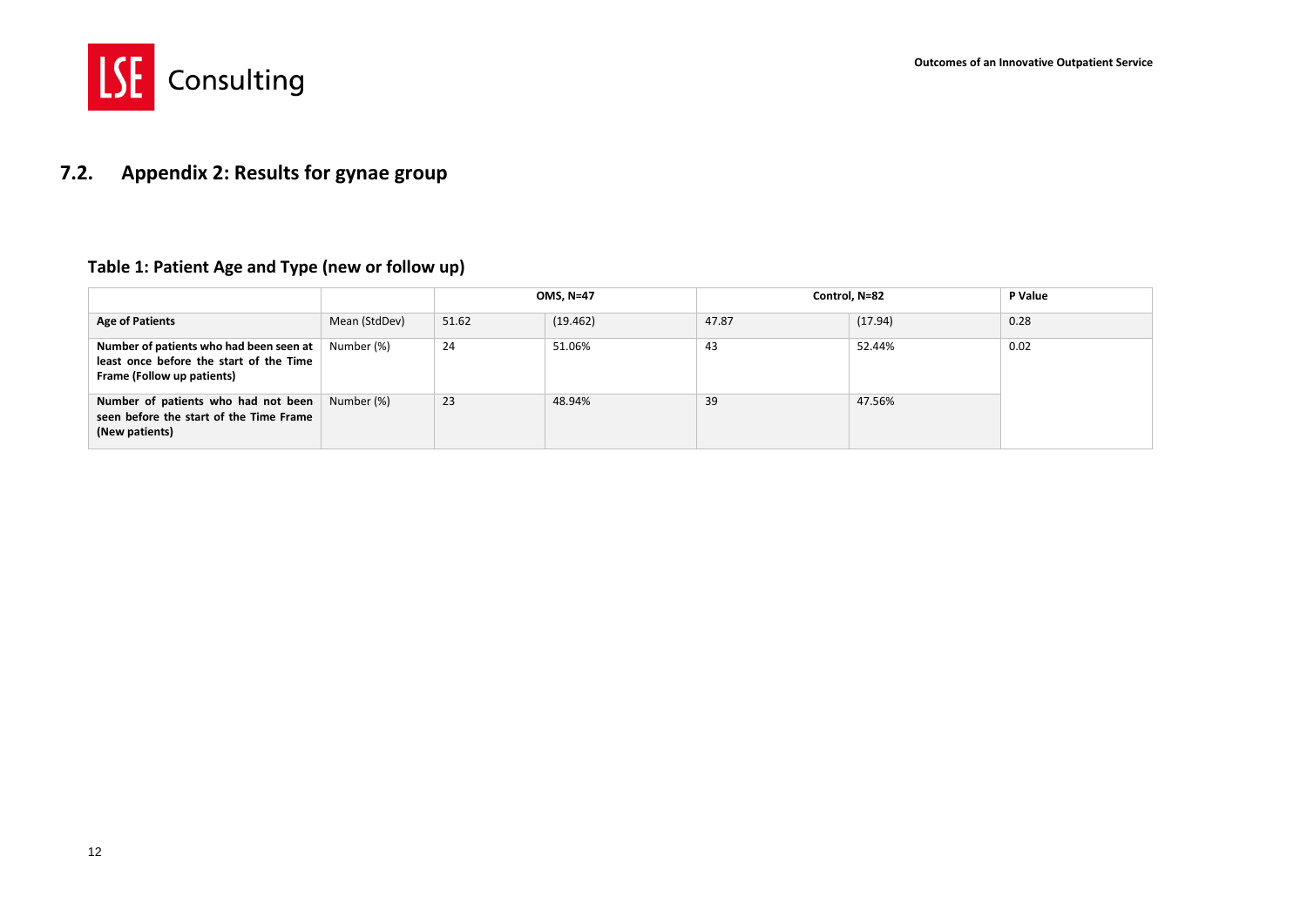## 7.2. Appendix 2: Results for gynae group

### Table 1: Patient Age and Type (new or follow up)

| | | OMS, N=47 | | Control, N=82 | | P Value |
|---|---|---|---|---|---|---|
| **Age of Patients** | Mean (StdDev) | 51.62 | (19.462) | 47.87 | (17.94) | 0.28 |
| **Number of patients who had been seen at least once before the start of the Time Frame (Follow up patients)** | Number (%) | 24 | 51.06% | 43 | 52.44% | 0.02 |
| **Number of patients who had not been seen before the start of the Time Frame (New patients)** | Number (%) | 23 | 48.94% | 39 | 47.56% | |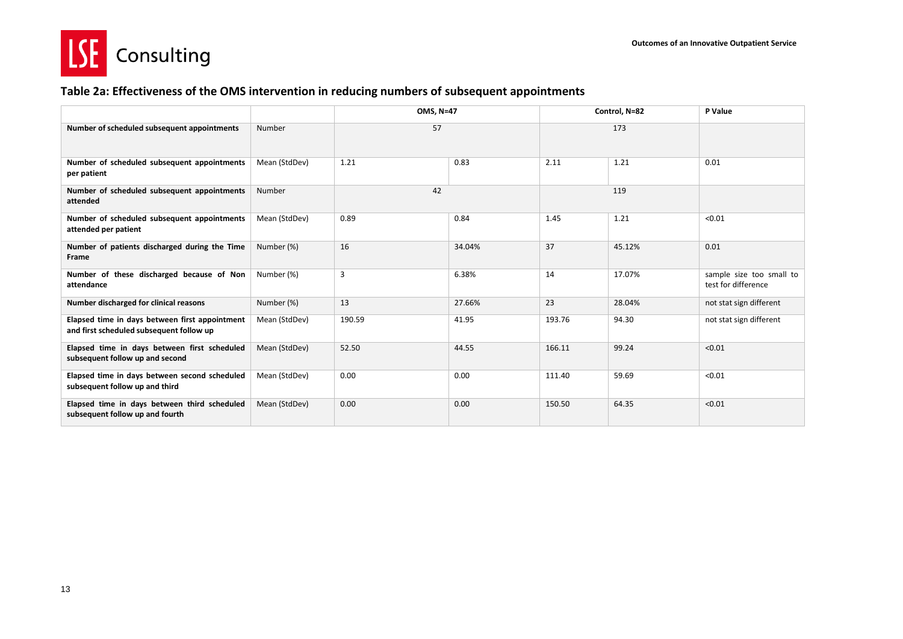### Table 2a: Effectiveness of the OMS intervention in reducing numbers of subsequent appointments

| | | OMS, N=47 | | Control, N=82 | | P Value |
|---|---|---|---|---|---|---|
| **Number of scheduled subsequent appointments** | Number | 57 | | 173 | | |
| **Number of scheduled subsequent appointments per patient** | Mean (StdDev) | 1.21 | 0.83 | 2.11 | 1.21 | 0.01 |
| **Number of scheduled subsequent appointments attended** | Number | 42 | | 119 | | |
| **Number of scheduled subsequent appointments attended per patient** | Mean (StdDev) | 0.89 | 0.84 | 1.45 | 1.21 | <0.01 |
| **Number of patients discharged during the Time Frame** | Number (%) | 16 | 34.04% | 37 | 45.12% | 0.01 |
| **Number of these discharged because of Non attendance** | Number (%) | 3 | 6.38% | 14 | 17.07% | sample size too small to test for difference |
| **Number discharged for clinical reasons** | Number (%) | 13 | 27.66% | 23 | 28.04% | not stat sign different |
| **Elapsed time in days between first appointment and first scheduled subsequent follow up** | Mean (StdDev) | 190.59 | 41.95 | 193.76 | 94.30 | not stat sign different |
| **Elapsed time in days between first scheduled subsequent follow up and second** | Mean (StdDev) | 52.50 | 44.55 | 166.11 | 99.24 | <0.01 |
| **Elapsed time in days between second scheduled subsequent follow up and third** | Mean (StdDev) | 0.00 | 0.00 | 111.40 | 59.69 | <0.01 |
| **Elapsed time in days between third scheduled subsequent follow up and fourth** | Mean (StdDev) | 0.00 | 0.00 | 150.50 | 64.35 | <0.01 |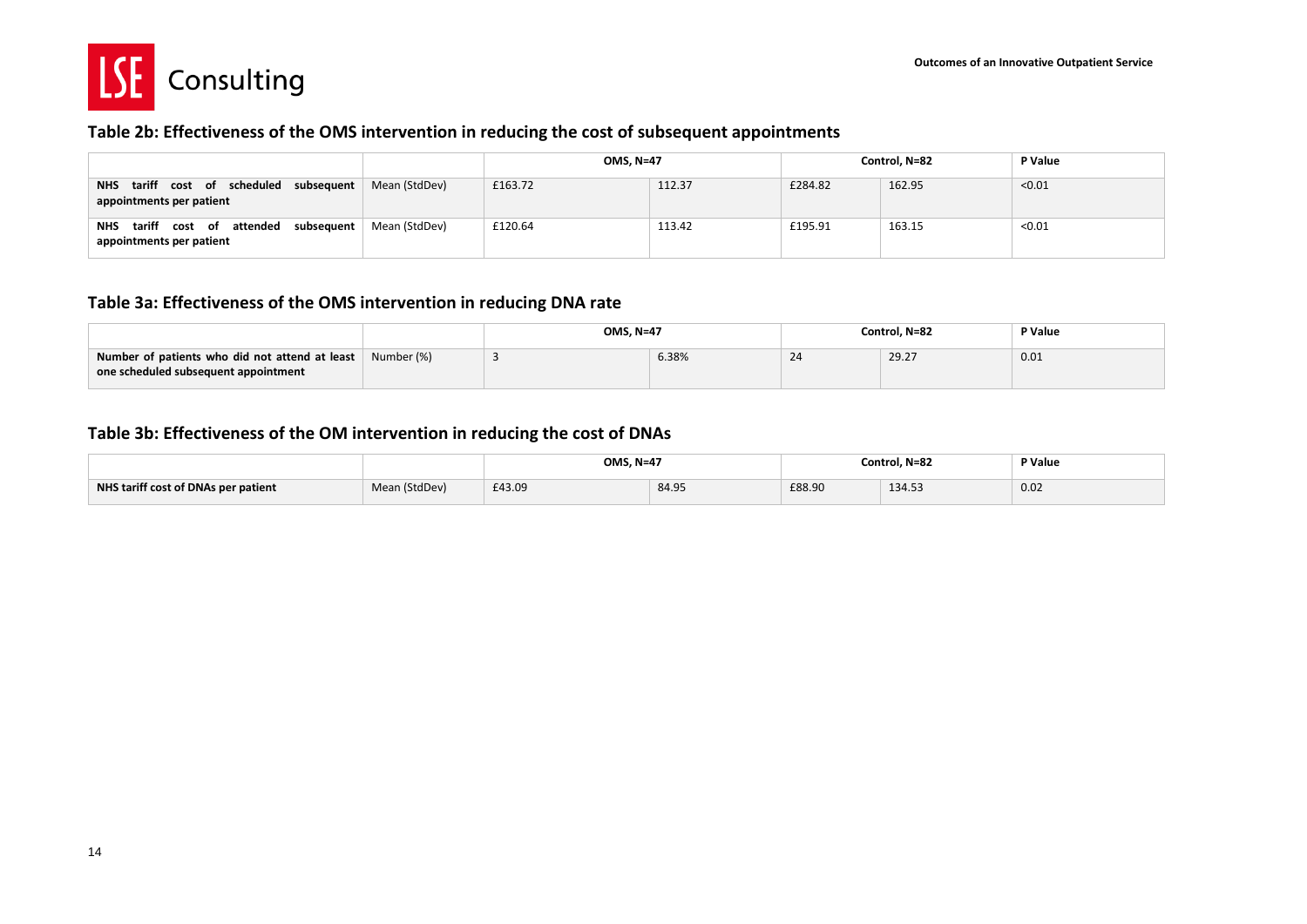### Table 2b: Effectiveness of the OMS intervention in reducing the cost of subsequent appointments

| | | OMS, N=47 | | Control, N=82 | | P Value |
|---|---|---|---|---|---|---|
| **NHS tariff cost of scheduled subsequent appointments per patient** | Mean (StdDev) | £163.72 | 112.37 | £284.82 | 162.95 | <0.01 |
| **NHS tariff cost of attended subsequent appointments per patient** | Mean (StdDev) | £120.64 | 113.42 | £195.91 | 163.15 | <0.01 |

### Table 3a: Effectiveness of the OMS intervention in reducing DNA rate

| | | OMS, N=47 | | Control, N=82 | | P Value |
|---|---|---|---|---|---|---|
| **Number of patients who did not attend at least one scheduled subsequent appointment** | Number (%) | 3 | 6.38% | 24 | 29.27 | 0.01 |

### Table 3b: Effectiveness of the OM intervention in reducing the cost of DNAs

| | | OMS, N=47 | | Control, N=82 | | P Value |
|---|---|---|---|---|---|---|
| **NHS tariff cost of DNAs per patient** | Mean (StdDev) | £43.09 | 84.95 | £88.90 | 134.53 | 0.02 |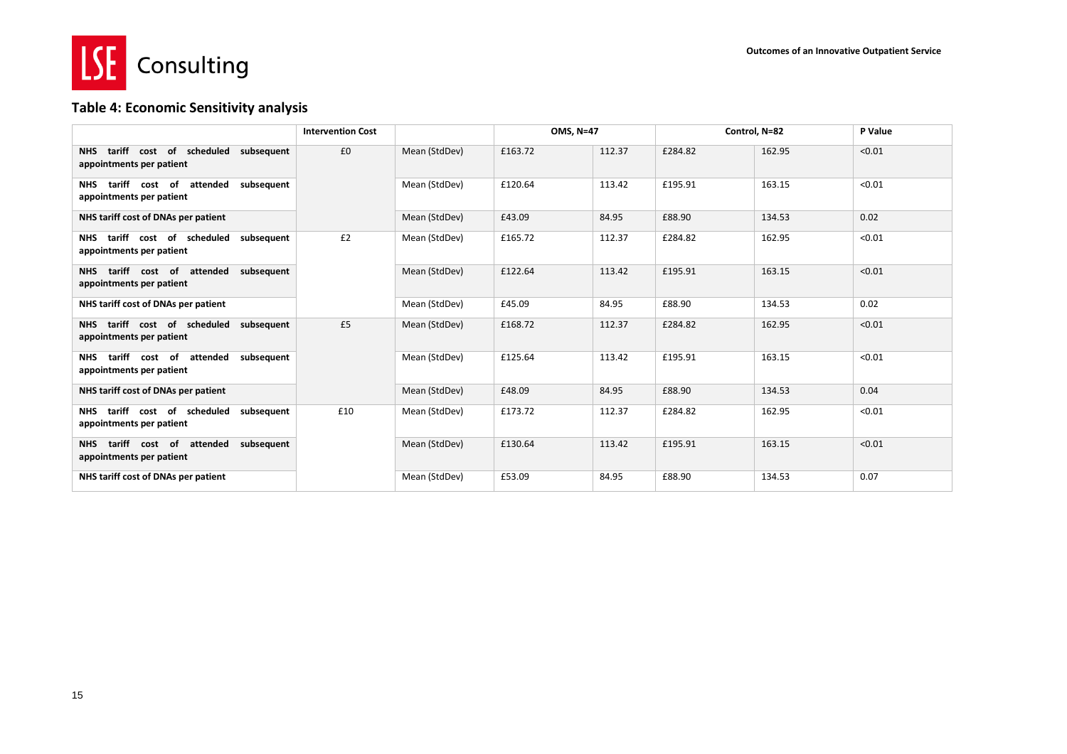## Table 4: Economic Sensitivity analysis

| | Intervention Cost | | OMS, N=47 | | Control, N=82 | | P Value |
|---|---|---|---|---|---|---|---|
| NHS tariff cost of scheduled subsequent appointments per patient | £0 | Mean (StdDev) | £163.72 | 112.37 | £284.82 | 162.95 | <0.01 |
| NHS tariff cost of attended subsequent appointments per patient | | Mean (StdDev) | £120.64 | 113.42 | £195.91 | 163.15 | <0.01 |
| NHS tariff cost of DNAs per patient | | Mean (StdDev) | £43.09 | 84.95 | £88.90 | 134.53 | 0.02 |
| NHS tariff cost of scheduled subsequent appointments per patient | £2 | Mean (StdDev) | £165.72 | 112.37 | £284.82 | 162.95 | <0.01 |
| NHS tariff cost of attended subsequent appointments per patient | | Mean (StdDev) | £122.64 | 113.42 | £195.91 | 163.15 | <0.01 |
| NHS tariff cost of DNAs per patient | | Mean (StdDev) | £45.09 | 84.95 | £88.90 | 134.53 | 0.02 |
| NHS tariff cost of scheduled subsequent appointments per patient | £5 | Mean (StdDev) | £168.72 | 112.37 | £284.82 | 162.95 | <0.01 |
| NHS tariff cost of attended subsequent appointments per patient | | Mean (StdDev) | £125.64 | 113.42 | £195.91 | 163.15 | <0.01 |
| NHS tariff cost of DNAs per patient | | Mean (StdDev) | £48.09 | 84.95 | £88.90 | 134.53 | 0.04 |
| NHS tariff cost of scheduled subsequent appointments per patient | £10 | Mean (StdDev) | £173.72 | 112.37 | £284.82 | 162.95 | <0.01 |
| NHS tariff cost of attended subsequent appointments per patient | | Mean (StdDev) | £130.64 | 113.42 | £195.91 | 163.15 | <0.01 |
| NHS tariff cost of DNAs per patient | | Mean (StdDev) | £53.09 | 84.95 | £88.90 | 134.53 | 0.07 |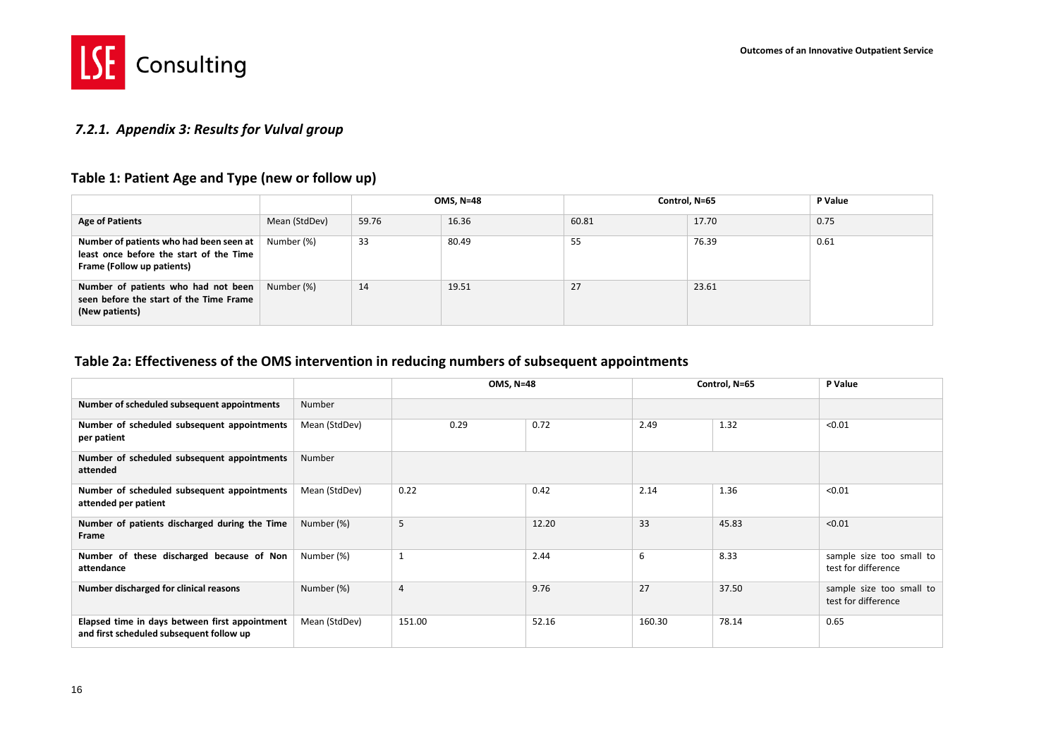### *7.2.1. Appendix 3: Results for Vulval group*

## Table 1: Patient Age and Type (new or follow up)

| | | OMS, N=48 | | Control, N=65 | | P Value |
|---|---|---|---|---|---|---|
| **Age of Patients** | Mean (StdDev) | 59.76 | 16.36 | 60.81 | 17.70 | 0.75 |
| **Number of patients who had been seen at least once before the start of the Time Frame (Follow up patients)** | Number (%) | 33 | 80.49 | 55 | 76.39 | 0.61 |
| **Number of patients who had not been seen before the start of the Time Frame (New patients)** | Number (%) | 14 | 19.51 | 27 | 23.61 | |

## Table 2a: Effectiveness of the OMS intervention in reducing numbers of subsequent appointments

| | | OMS, N=48 | | Control, N=65 | | P Value |
|---|---|---|---|---|---|---|
| **Number of scheduled subsequent appointments** | Number | | | | | |
| **Number of scheduled subsequent appointments per patient** | Mean (StdDev) | 0.29 | 0.72 | 2.49 | 1.32 | <0.01 |
| **Number of scheduled subsequent appointments attended** | Number | | | | | |
| **Number of scheduled subsequent appointments attended per patient** | Mean (StdDev) | 0.22 | 0.42 | 2.14 | 1.36 | <0.01 |
| **Number of patients discharged during the Time Frame** | Number (%) | 5 | 12.20 | 33 | 45.83 | <0.01 |
| **Number of these discharged because of Non attendance** | Number (%) | 1 | 2.44 | 6 | 8.33 | sample size too small to test for difference |
| **Number discharged for clinical reasons** | Number (%) | 4 | 9.76 | 27 | 37.50 | sample size too small to test for difference |
| **Elapsed time in days between first appointment and first scheduled subsequent follow up** | Mean (StdDev) | 151.00 | 52.16 | 160.30 | 78.14 | 0.65 |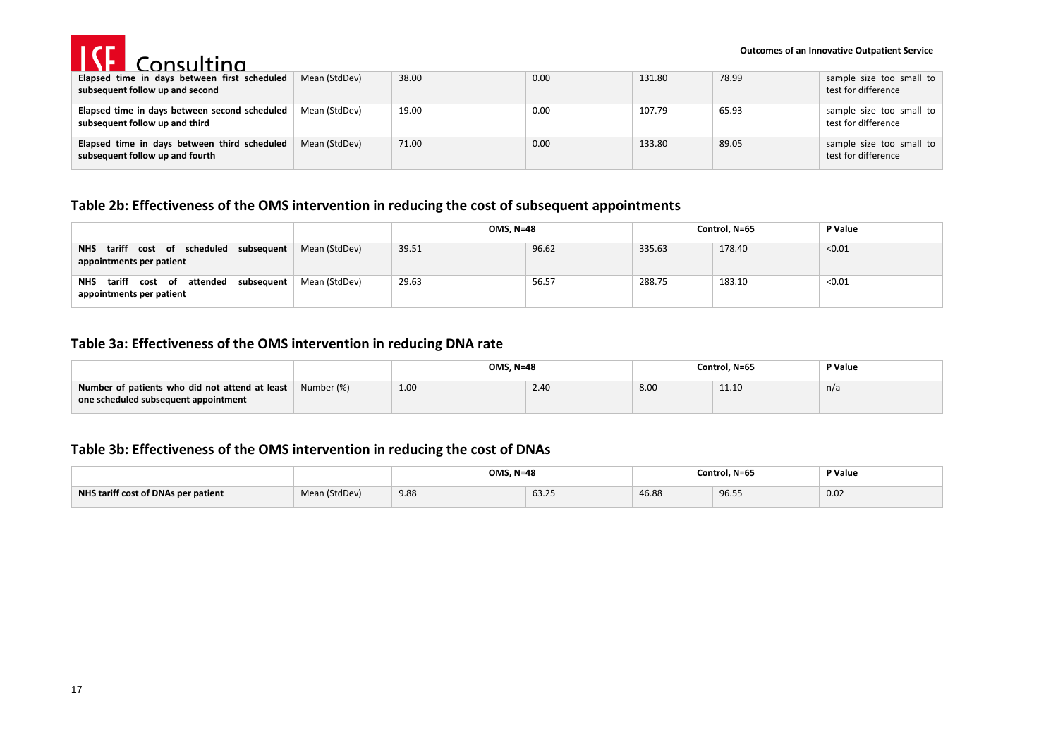| | | | | | | |
|---|---|---|---|---|---|---|
| **Elapsed time in days between first scheduled subsequent follow up and second** | Mean (StdDev) | 38.00 | 0.00 | 131.80 | 78.99 | sample size too small to test for difference |
| **Elapsed time in days between second scheduled subsequent follow up and third** | Mean (StdDev) | 19.00 | 0.00 | 107.79 | 65.93 | sample size too small to test for difference |
| **Elapsed time in days between third scheduled subsequent follow up and fourth** | Mean (StdDev) | 71.00 | 0.00 | 133.80 | 89.05 | sample size too small to test for difference |

## Table 2b: Effectiveness of the OMS intervention in reducing the cost of subsequent appointments

| | | **OMS, N=48** | | **Control, N=65** | | **P Value** |
|---|---|---|---|---|---|---|
| **NHS tariff cost of scheduled subsequent appointments per patient** | Mean (StdDev) | 39.51 | 96.62 | 335.63 | 178.40 | <0.01 |
| **NHS tariff cost of attended subsequent appointments per patient** | Mean (StdDev) | 29.63 | 56.57 | 288.75 | 183.10 | <0.01 |

## Table 3a: Effectiveness of the OMS intervention in reducing DNA rate

| | | **OMS, N=48** | | **Control, N=65** | | **P Value** |
|---|---|---|---|---|---|---|
| **Number of patients who did not attend at least one scheduled subsequent appointment** | Number (%) | 1.00 | 2.40 | 8.00 | 11.10 | n/a |

## Table 3b: Effectiveness of the OMS intervention in reducing the cost of DNAs

| | | **OMS, N=48** | | **Control, N=65** | | **P Value** |
|---|---|---|---|---|---|---|
| **NHS tariff cost of DNAs per patient** | Mean (StdDev) | 9.88 | 63.25 | 46.88 | 96.55 | 0.02 |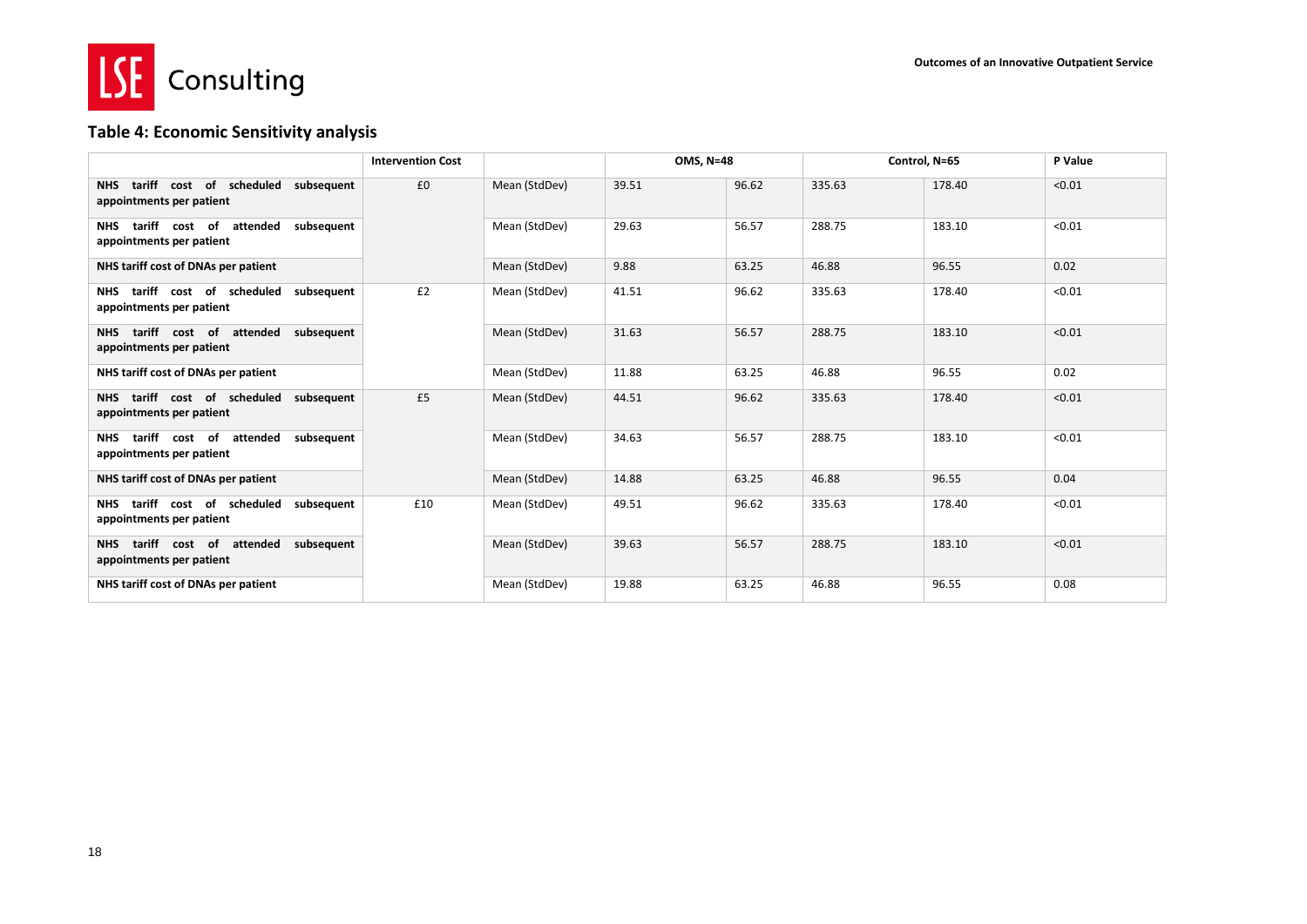### Table 4: Economic Sensitivity analysis

| | Intervention Cost | | OMS, N=48 | | Control, N=65 | | P Value |
|---|---|---|---|---|---|---|---|
| **NHS tariff cost of scheduled subsequent appointments per patient** | £0 | Mean (StdDev) | 39.51 | 96.62 | 335.63 | 178.40 | <0.01 |
| **NHS tariff cost of attended subsequent appointments per patient** | | Mean (StdDev) | 29.63 | 56.57 | 288.75 | 183.10 | <0.01 |
| **NHS tariff cost of DNAs per patient** | | Mean (StdDev) | 9.88 | 63.25 | 46.88 | 96.55 | 0.02 |
| **NHS tariff cost of scheduled subsequent appointments per patient** | £2 | Mean (StdDev) | 41.51 | 96.62 | 335.63 | 178.40 | <0.01 |
| **NHS tariff cost of attended subsequent appointments per patient** | | Mean (StdDev) | 31.63 | 56.57 | 288.75 | 183.10 | <0.01 |
| **NHS tariff cost of DNAs per patient** | | Mean (StdDev) | 11.88 | 63.25 | 46.88 | 96.55 | 0.02 |
| **NHS tariff cost of scheduled subsequent appointments per patient** | £5 | Mean (StdDev) | 44.51 | 96.62 | 335.63 | 178.40 | <0.01 |
| **NHS tariff cost of attended subsequent appointments per patient** | | Mean (StdDev) | 34.63 | 56.57 | 288.75 | 183.10 | <0.01 |
| **NHS tariff cost of DNAs per patient** | | Mean (StdDev) | 14.88 | 63.25 | 46.88 | 96.55 | 0.04 |
| **NHS tariff cost of scheduled subsequent appointments per patient** | £10 | Mean (StdDev) | 49.51 | 96.62 | 335.63 | 178.40 | <0.01 |
| **NHS tariff cost of attended subsequent appointments per patient** | | Mean (StdDev) | 39.63 | 56.57 | 288.75 | 183.10 | <0.01 |
| **NHS tariff cost of DNAs per patient** | | Mean (StdDev) | 19.88 | 63.25 | 46.88 | 96.55 | 0.08 |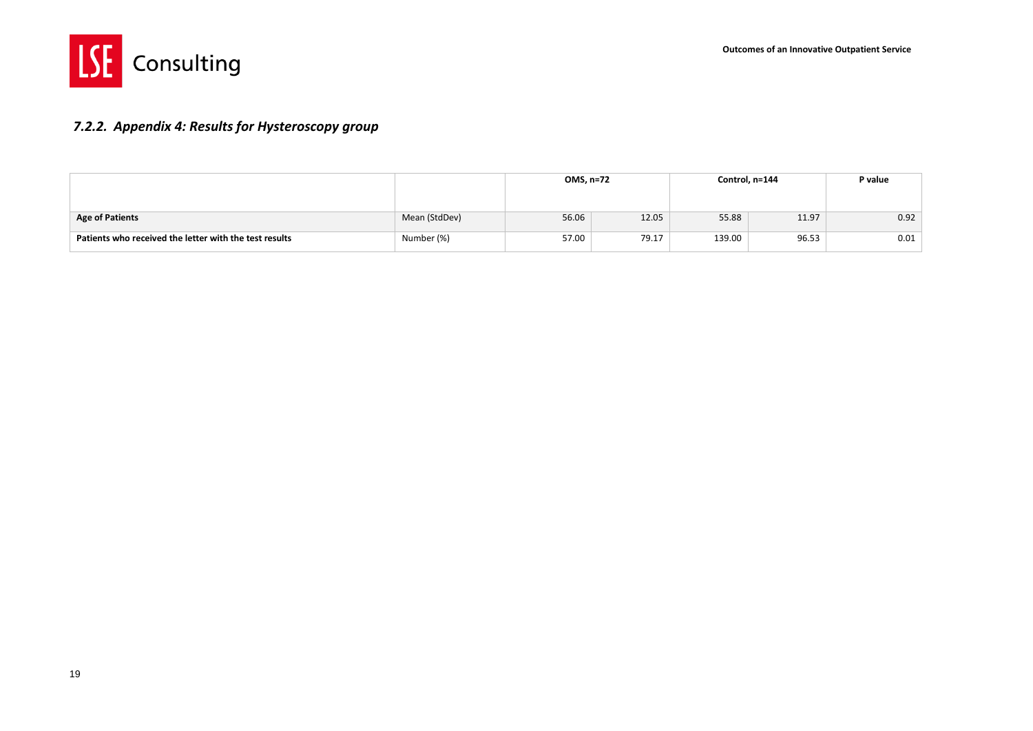### *7.2.2. Appendix 4: Results for Hysteroscopy group*

| | | OMS, n=72 | | Control, n=144 | | P value |
|---|---|---|---|---|---|---|
| **Age of Patients** | Mean (StdDev) | 56.06 | 12.05 | 55.88 | 11.97 | 0.92 |
| **Patients who received the letter with the test results** | Number (%) | 57.00 | 79.17 | 139.00 | 96.53 | 0.01 |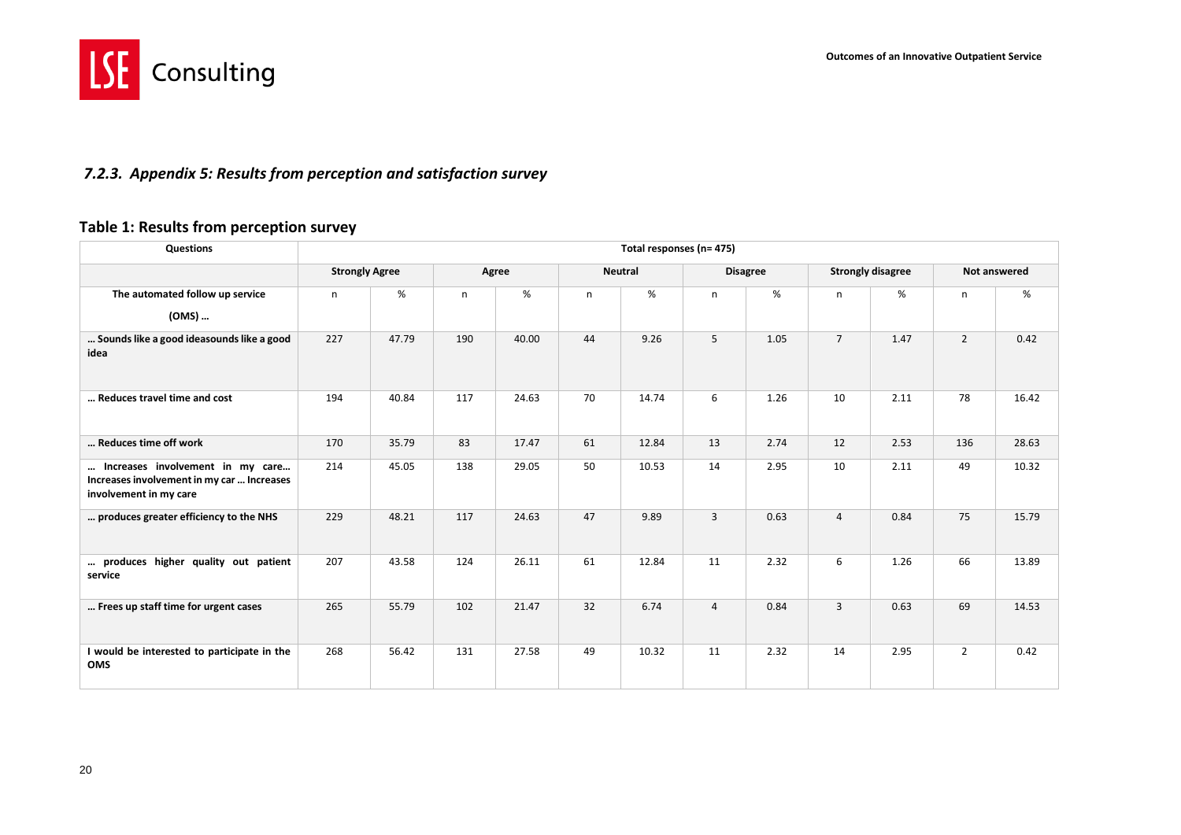### *7.2.3. Appendix 5: Results from perception and satisfaction survey*

## Table 1: Results from perception survey

| Questions | Total responses (n= 475) | | | | | | | | | | | |
|---|---|---|---|---|---|---|---|---|---|---|---|---|
| | Strongly Agree | | Agree | | Neutral | | Disagree | | Strongly disagree | | Not answered | |
| The automated follow up service (OMS) … | n | % | n | % | n | % | n | % | n | % | n | % |
| … Sounds like a good ideasounds like a good idea | 227 | 47.79 | 190 | 40.00 | 44 | 9.26 | 5 | 1.05 | 7 | 1.47 | 2 | 0.42 |
| … Reduces travel time and cost | 194 | 40.84 | 117 | 24.63 | 70 | 14.74 | 6 | 1.26 | 10 | 2.11 | 78 | 16.42 |
| … Reduces time off work | 170 | 35.79 | 83 | 17.47 | 61 | 12.84 | 13 | 2.74 | 12 | 2.53 | 136 | 28.63 |
| … Increases involvement in my care… Increases involvement in my car … Increases involvement in my care | 214 | 45.05 | 138 | 29.05 | 50 | 10.53 | 14 | 2.95 | 10 | 2.11 | 49 | 10.32 |
| … produces greater efficiency to the NHS | 229 | 48.21 | 117 | 24.63 | 47 | 9.89 | 3 | 0.63 | 4 | 0.84 | 75 | 15.79 |
| … produces higher quality out patient service | 207 | 43.58 | 124 | 26.11 | 61 | 12.84 | 11 | 2.32 | 6 | 1.26 | 66 | 13.89 |
| … Frees up staff time for urgent cases | 265 | 55.79 | 102 | 21.47 | 32 | 6.74 | 4 | 0.84 | 3 | 0.63 | 69 | 14.53 |
| I would be interested to participate in the OMS | 268 | 56.42 | 131 | 27.58 | 49 | 10.32 | 11 | 2.32 | 14 | 2.95 | 2 | 0.42 |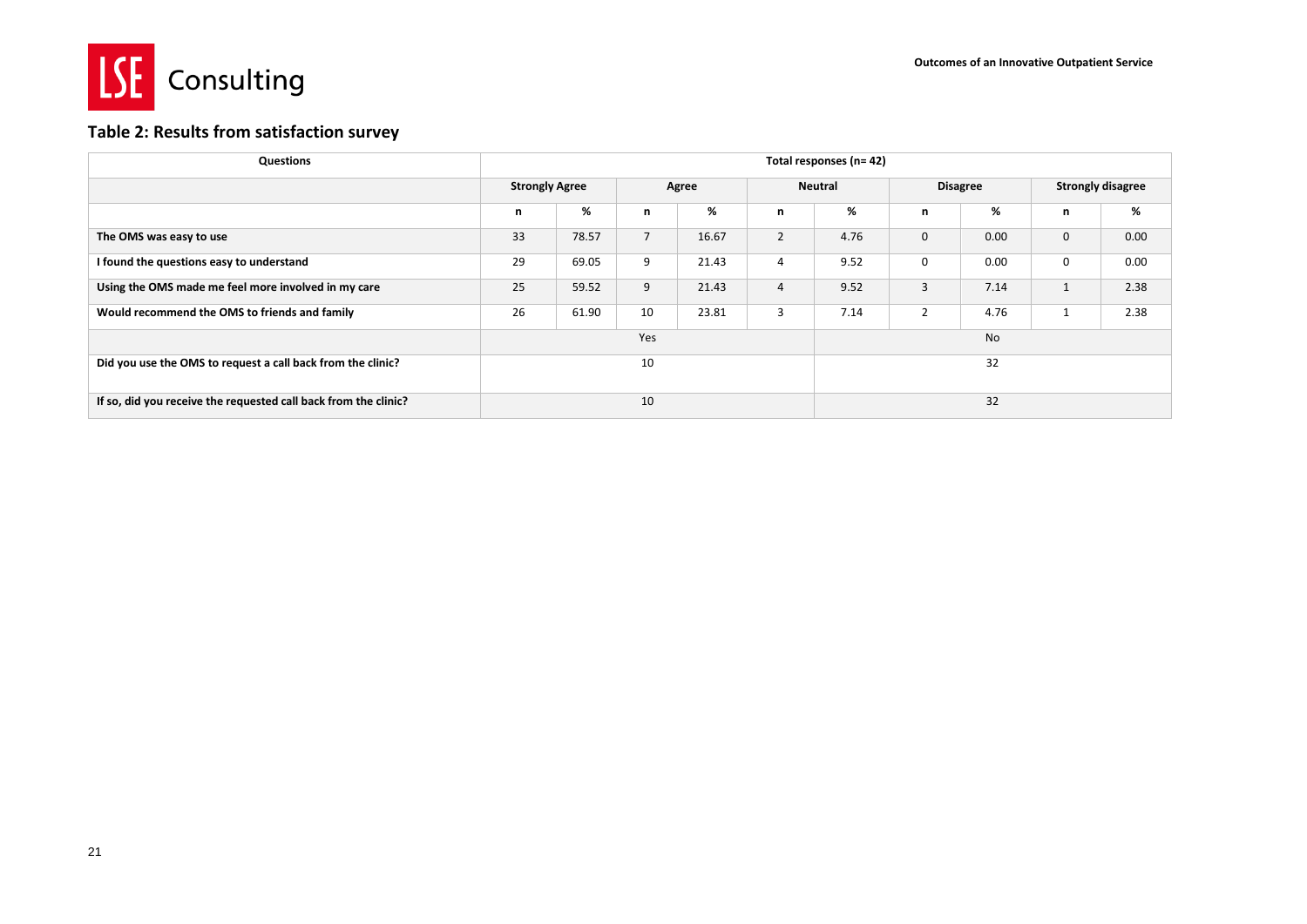## Table 2: Results from satisfaction survey

| Questions | Total responses (n= 42) | | | | | | | | | |
|---|---|---|---|---|---|---|---|---|---|---|
| | Strongly Agree | | Agree | | Neutral | | Disagree | | Strongly disagree | |
| | n | % | n | % | n | % | n | % | n | % |
| **The OMS was easy to use** | 33 | 78.57 | 7 | 16.67 | 2 | 4.76 | 0 | 0.00 | 0 | 0.00 |
| **I found the questions easy to understand** | 29 | 69.05 | 9 | 21.43 | 4 | 9.52 | 0 | 0.00 | 0 | 0.00 |
| **Using the OMS made me feel more involved in my care** | 25 | 59.52 | 9 | 21.43 | 4 | 9.52 | 3 | 7.14 | 1 | 2.38 |
| **Would recommend the OMS to friends and family** | 26 | 61.90 | 10 | 23.81 | 3 | 7.14 | 2 | 4.76 | 1 | 2.38 |
| | Yes | | | | | No | | | | |
| **Did you use the OMS to request a call back from the clinic?** | 10 | | | | | 32 | | | | |
| **If so, did you receive the requested call back from the clinic?** | 10 | | | | | 32 | | | | |